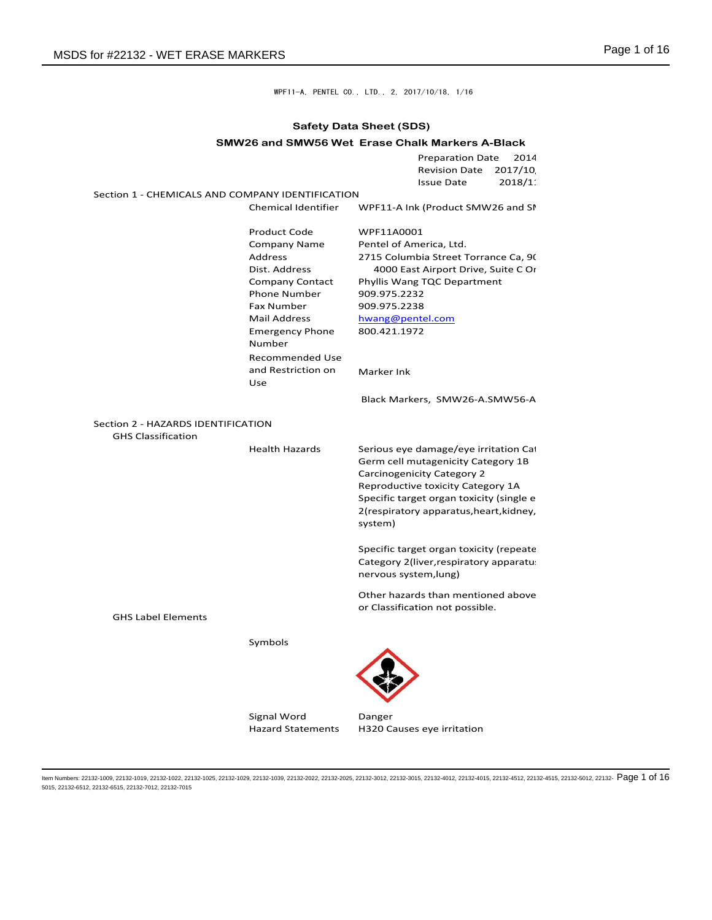WPF11-A, PENTEL CO., LTD., 2, 2017/10/18, 1/16

# Safety Data Sheet (SDS)

## SMW26 and SMW56 Wet Erase Chalk Markers A-Black

Preparation Date 2014
Revision Date 2017/10
Issue Date 2018/1

## Section 1 - CHEMICALS AND COMPANY IDENTIFICATION

| | |
|---|---|
| Chemical Identifier | WPF11-A Ink (Product SMW26 and SM |
| Product Code | WPF11A0001 |
| Company Name | Pentel of America, Ltd. |
| Address | 2715 Columbia Street Torrance Ca, 90 |
| Dist. Address | 4000 East Airport Drive, Suite C On |
| Company Contact | Phyllis Wang TQC Department |
| Phone Number | 909.975.2232 |
| Fax Number | 909.975.2238 |
| Mail Address | hwang@pentel.com |
| Emergency Phone Number | 800.421.1972 |
| Recommended Use and Restriction on Use | Marker Ink |
| | Black Markers, SMW26-A.SMW56-A |

## Section 2 - HAZARDS IDENTIFICATION

GHS Classification

Health Hazards

- Serious eye damage/eye irritation Cat
- Germ cell mutagenicity Category 1B
- Carcinogenicity Category 2
- Reproductive toxicity Category 1A
- Specific target organ toxicity (single e 2(respiratory apparatus,heart,kidney, system)
- Specific target organ toxicity (repeate Category 2(liver,respiratory apparatu nervous system,lung)
- Other hazards than mentioned above or Classification not possible.

GHS Label Elements

Symbols

Signal Word: Danger

Hazard Statements: H320 Causes eye irritation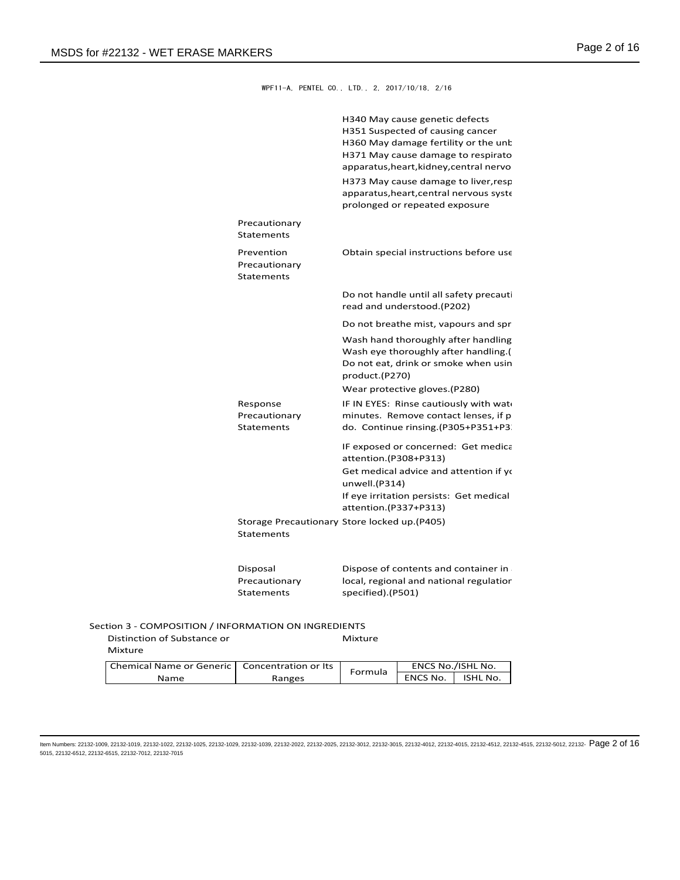WPF11-A, PENTEL CO., LTD., 2, 2017/10/18, 2/16

H340 May cause genetic defects
H351 Suspected of causing cancer
H360 May damage fertility or the unb
H371 May cause damage to respirato apparatus,heart,kidney,central nervo

H373 May cause damage to liver,resp apparatus,heart,central nervous syste prolonged or repeated exposure

Precautionary Statements

Prevention Precautionary Statements | Obtain special instructions before use

Do not handle until all safety precauti read and understood.(P202)

Do not breathe mist, vapours and spr

Wash hand thoroughly after handling
Wash eye thoroughly after handling.(
Do not eat, drink or smoke when usin product.(P270)
Wear protective gloves.(P280)

Response Precautionary Statements | IF IN EYES: Rinse cautiously with wat minutes. Remove contact lenses, if p do. Continue rinsing.(P305+P351+P3

IF exposed or concerned: Get medica attention.(P308+P313)
Get medical advice and attention if yo unwell.(P314)
If eye irritation persists: Get medical attention.(P337+P313)

Storage Precautionary Statements | Store locked up.(P405)

Disposal Precautionary Statements | Dispose of contents and container in local, regional and national regulation specified).(P501)

Section 3 - COMPOSITION / INFORMATION ON INGREDIENTS

Distinction of Substance or Mixture: Mixture

| Chemical Name or Generic Name | Concentration or Its Ranges | Formula | ENCS No./ISHL No. | |
|---|---|---|---|---|
| | | | ENCS No. | ISHL No. |

Item Numbers: 22132-1009, 22132-1019, 22132-1022, 22132-1025, 22132-1029, 22132-1039, 22132-2022, 22132-2025, 22132-3012, 22132-3015, 22132-4012, 22132-4015, 22132-4512, 22132-4515, 22132-5012, 22132-5015, 22132-6512, 22132-6515, 22132-7012, 22132-7015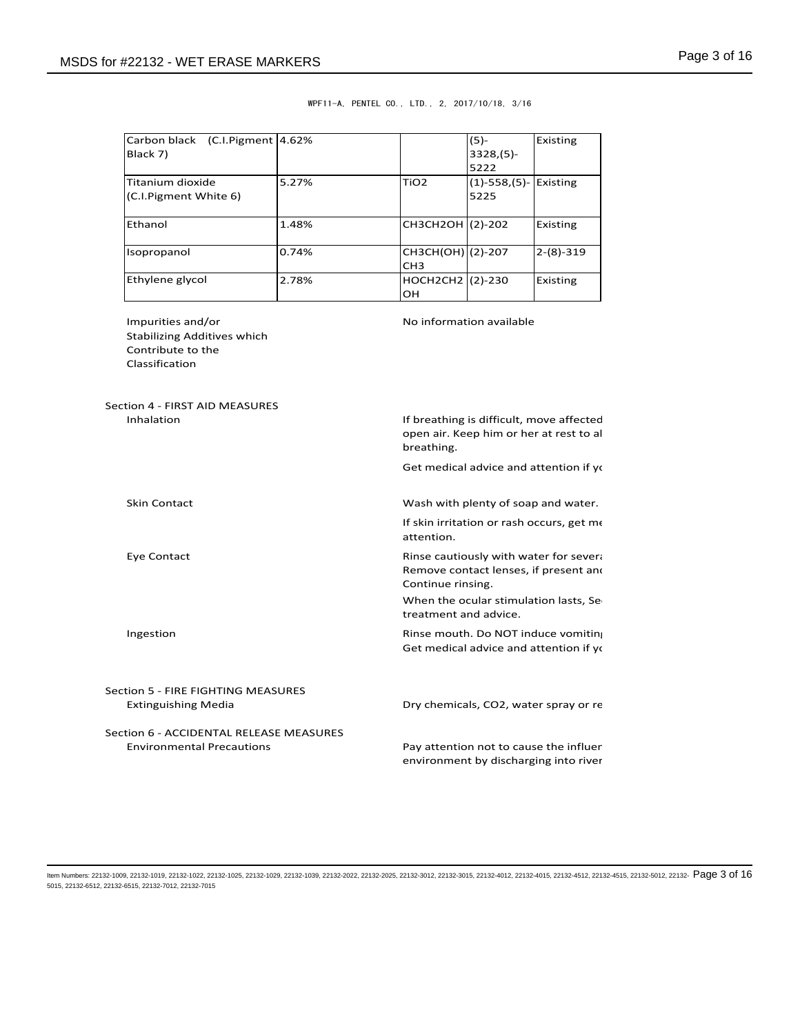WPF11-A, PENTEL CO., LTD., 2, 2017/10/18, 3/16

| | | | | |
|---|---|---|---|---|
| Carbon black (C.I.Pigment Black 7) | 4.62% | | (5)-3328,(5)-5222 | Existing |
| Titanium dioxide (C.I.Pigment White 6) | 5.27% | $TiO_2$ | (1)-558,(5)-5225 | Existing |
| Ethanol | 1.48% | $CH_3CH_2OH$ | (2)-202 | Existing |
| Isopropanol | 0.74% | $CH_3CH(OH)CH_3$ | (2)-207 | 2-(8)-319 |
| Ethylene glycol | 2.78% | $HOCH_2CH_2OH$ | (2)-230 | Existing |

Impurities and/or Stabilizing Additives which Contribute to the Classification — No information available

## Section 4 - FIRST AID MEASURES

**Inhalation**

If breathing is difficult, move affected open air. Keep him or her at rest to al breathing.

Get medical advice and attention if yo

**Skin Contact**

Wash with plenty of soap and water.

If skin irritation or rash occurs, get me attention.

**Eye Contact**

Rinse cautiously with water for severa Remove contact lenses, if present and Continue rinsing.

When the ocular stimulation lasts, Se treatment and advice.

**Ingestion**

Rinse mouth. Do NOT induce vomitin Get medical advice and attention if yo

## Section 5 - FIRE FIGHTING MEASURES

**Extinguishing Media**

Dry chemicals, $CO_2$, water spray or re

## Section 6 - ACCIDENTAL RELEASE MEASURES

**Environmental Precautions**

Pay attention not to cause the influer environment by discharging into river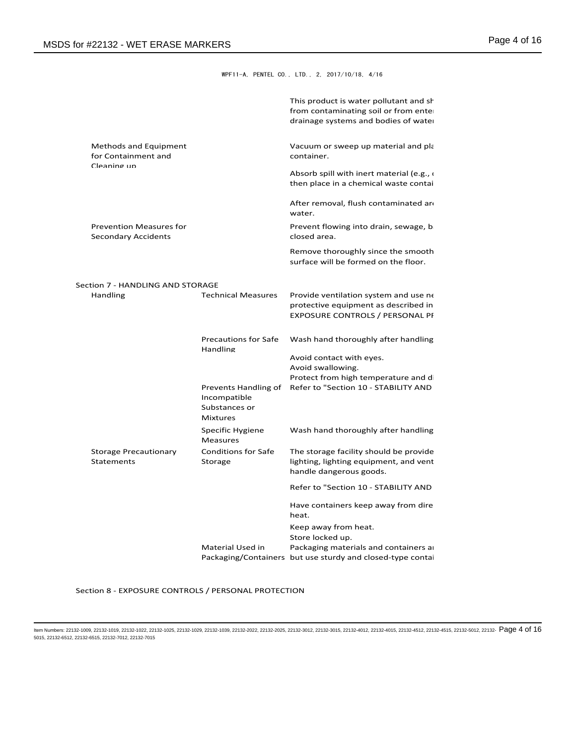WPF11-A, PENTEL CO., LTD., 2, 2017/10/18, 4/16

| | | |
|---|---|---|
| | | This product is water pollutant and sh from contaminating soil or from ente drainage systems and bodies of wate |
| Methods and Equipment for Containment and Cleaning up | | Vacuum or sweep up material and pla container. |
| | | Absorb spill with inert material (e.g., then place in a chemical waste contai |
| | | After removal, flush contaminated ar water. |
| Prevention Measures for Secondary Accidents | | Prevent flowing into drain, sewage, b closed area. |
| | | Remove thoroughly since the smooth surface will be formed on the floor. |

Section 7 - HANDLING AND STORAGE

| | | |
|---|---|---|
| Handling | Technical Measures | Provide ventilation system and use ne protective equipment as described in EXPOSURE CONTROLS / PERSONAL PI |
| | Precautions for Safe Handling | Wash hand thoroughly after handling |
| | | Avoid contact with eyes.<br>Avoid swallowing.<br>Protect from high temperature and di |
| | Prevents Handling of Incompatible Substances or Mixtures | Refer to "Section 10 - STABILITY AND |
| | Specific Hygiene Measures | Wash hand thoroughly after handling |
| Storage Precautionary Statements | Conditions for Safe Storage | The storage facility should be provide lighting, lighting equipment, and vent handle dangerous goods. |
| | | Refer to "Section 10 - STABILITY AND |
| | | Have containers keep away from dire heat. |
| | | Keep away from heat.<br>Store locked up. |
| | Material Used in Packaging/Containers | Packaging materials and containers a but use sturdy and closed-type contai |

Section 8 - EXPOSURE CONTROLS / PERSONAL PROTECTION

Item Numbers: 22132-1009, 22132-1019, 22132-1022, 22132-1025, 22132-1029, 22132-1039, 22132-2022, 22132-2025, 22132-3012, 22132-3015, 22132-4012, 22132-4015, 22132-4512, 22132-4515, 22132-5012, 22132-5015, 22132-6512, 22132-6515, 22132-7012, 22132-7015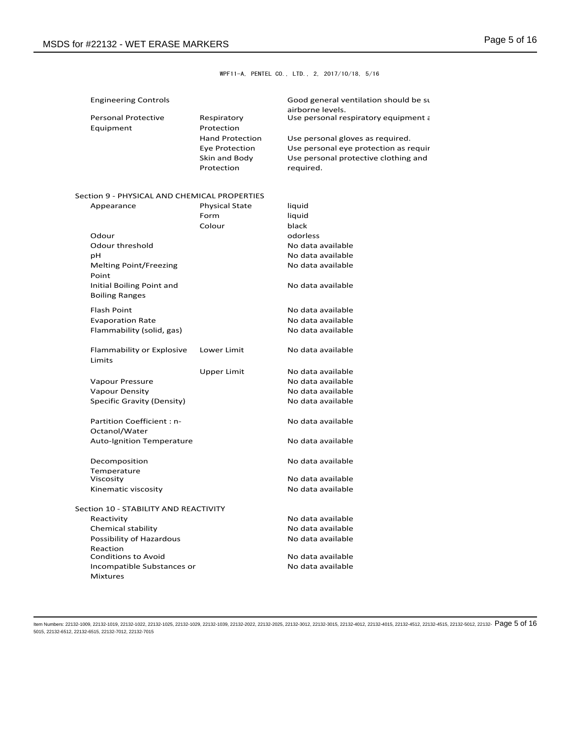WPF11-A, PENTEL CO., LTD., 2, 2017/10/18, 5/16

| | | |
|---|---|---|
| Engineering Controls | | Good general ventilation should be su airborne levels. |
| Personal Protective Equipment | Respiratory Protection | Use personal respiratory equipment a |
| | Hand Protection | Use personal gloves as required. |
| | Eye Protection | Use personal eye protection as requir |
| | Skin and Body Protection | Use personal protective clothing and required. |

## Section 9 - PHYSICAL AND CHEMICAL PROPERTIES

| | | |
|---|---|---|
| Appearance | Physical State | liquid |
| | Form | liquid |
| | Colour | black |
| Odour | | odorless |
| Odour threshold | | No data available |
| pH | | No data available |
| Melting Point/Freezing Point | | No data available |
| Initial Boiling Point and Boiling Ranges | | No data available |
| Flash Point | | No data available |
| Evaporation Rate | | No data available |
| Flammability (solid, gas) | | No data available |
| Flammability or Explosive Limits | Lower Limit | No data available |
| | Upper Limit | No data available |
| Vapour Pressure | | No data available |
| Vapour Density | | No data available |
| Specific Gravity (Density) | | No data available |
| Partition Coefficient : n-Octanol/Water | | No data available |
| Auto-Ignition Temperature | | No data available |
| Decomposition Temperature | | No data available |
| Viscosity | | No data available |
| Kinematic viscosity | | No data available |

## Section 10 - STABILITY AND REACTIVITY

| | |
|---|---|
| Reactivity | No data available |
| Chemical stability | No data available |
| Possibility of Hazardous Reaction | No data available |
| Conditions to Avoid | No data available |
| Incompatible Substances or Mixtures | No data available |

Item Numbers: 22132-1009, 22132-1019, 22132-1022, 22132-1025, 22132-1029, 22132-1039, 22132-2022, 22132-2025, 22132-3012, 22132-3015, 22132-4012, 22132-4015, 22132-4512, 22132-4515, 22132-5012, 22132-5015, 22132-6512, 22132-6515, 22132-7012, 22132-7015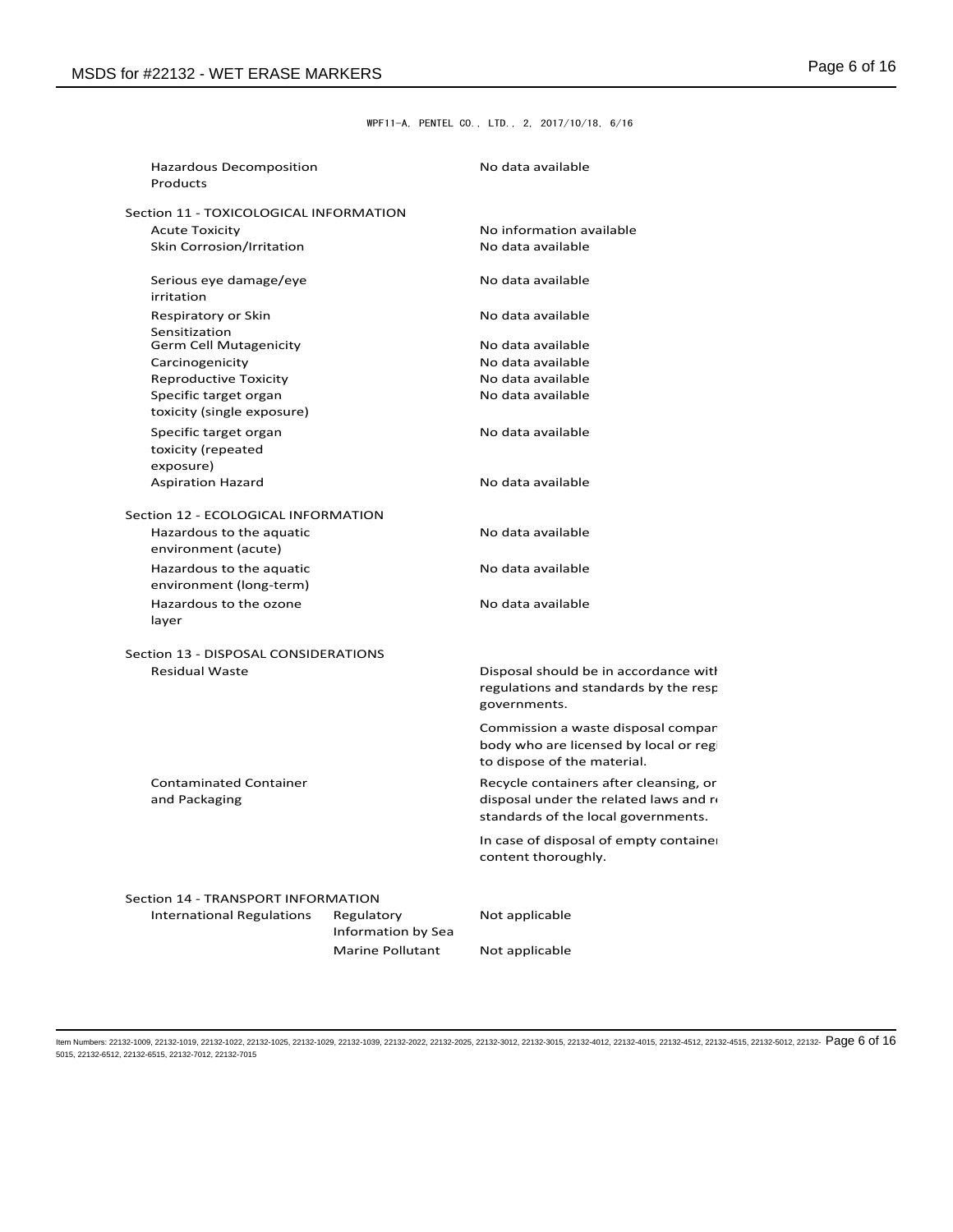WPF11-A, PENTEL CO., LTD., 2, 2017/10/18, 6/16

| | |
|---|---|
| Hazardous Decomposition Products | No data available |

## Section 11 - TOXICOLOGICAL INFORMATION

| | |
|---|---|
| Acute Toxicity | No information available |
| Skin Corrosion/Irritation | No data available |
| Serious eye damage/eye irritation | No data available |
| Respiratory or Skin Sensitization | No data available |
| Germ Cell Mutagenicity | No data available |
| Carcinogenicity | No data available |
| Reproductive Toxicity | No data available |
| Specific target organ toxicity (single exposure) | No data available |
| Specific target organ toxicity (repeated exposure) | No data available |
| Aspiration Hazard | No data available |

## Section 12 - ECOLOGICAL INFORMATION

| | |
|---|---|
| Hazardous to the aquatic environment (acute) | No data available |
| Hazardous to the aquatic environment (long-term) | No data available |
| Hazardous to the ozone layer | No data available |

## Section 13 - DISPOSAL CONSIDERATIONS

| | |
|---|---|
| Residual Waste | Disposal should be in accordance witl regulations and standards by the resp governments. |
| | Commission a waste disposal compar body who are licensed by local or reg to dispose of the material. |
| Contaminated Container and Packaging | Recycle containers after cleansing, or disposal under the related laws and r standards of the local governments. |
| | In case of disposal of empty containe content thoroughly. |

## Section 14 - TRANSPORT INFORMATION

| | | |
|---|---|---|
| International Regulations | Regulatory Information by Sea | Not applicable |
| | Marine Pollutant | Not applicable |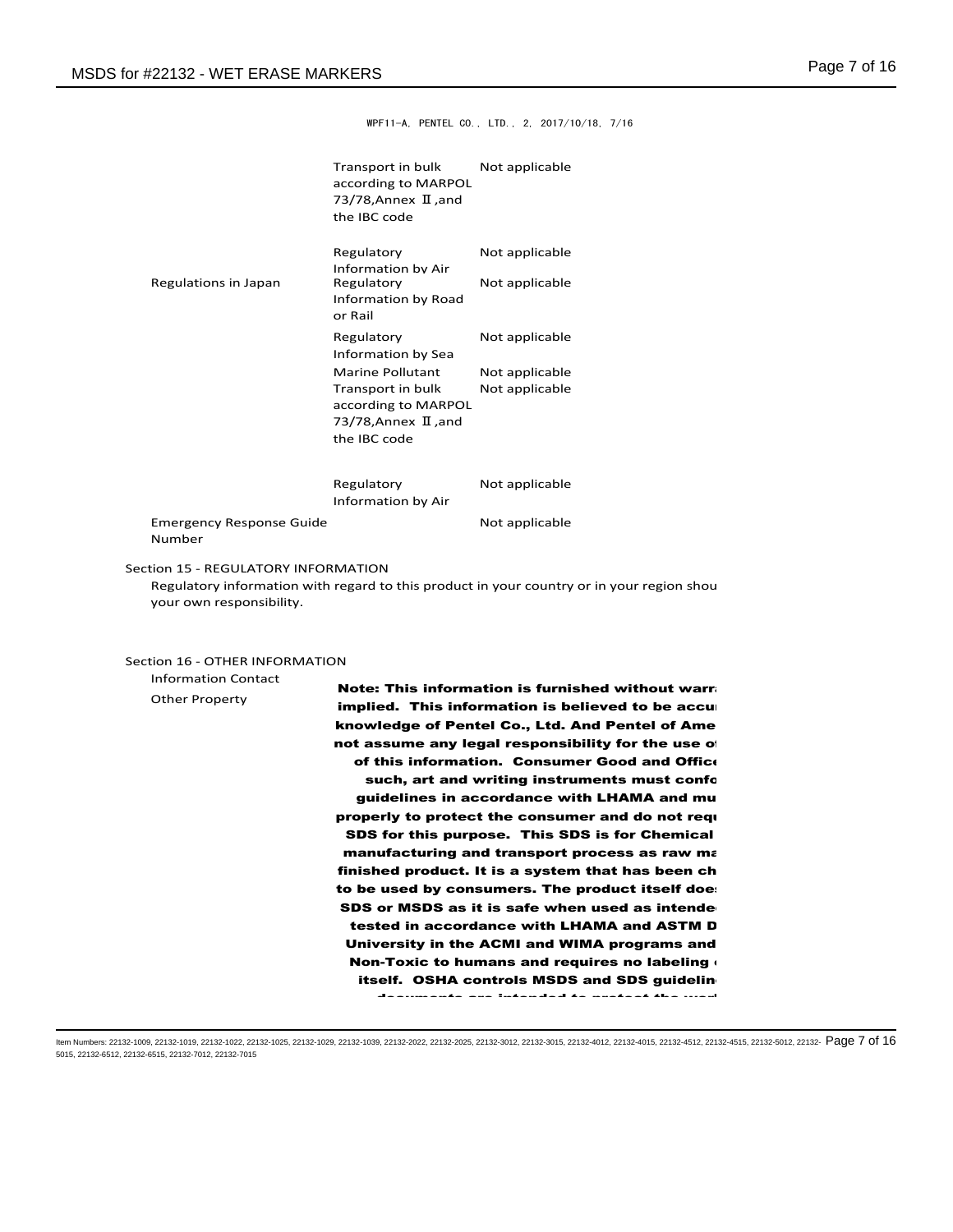WPF11-A, PENTEL CO., LTD., 2, 2017/10/18, 7/16

| | | |
|---|---|---|
| | Transport in bulk according to MARPOL 73/78,Annex Ⅱ,and the IBC code | Not applicable |
| | Regulatory Information by Air | Not applicable |
| Regulations in Japan | Regulatory Information by Road or Rail | Not applicable |
| | Regulatory Information by Sea | Not applicable |
| | Marine Pollutant | Not applicable |
| | Transport in bulk according to MARPOL 73/78,Annex Ⅱ,and the IBC code | Not applicable |
| | Regulatory Information by Air | Not applicable |
| Emergency Response Guide Number | | Not applicable |

Section 15 - REGULATORY INFORMATION

Regulatory information with regard to this product in your country or in your region shou your own responsibility.

Section 16 - OTHER INFORMATION

Information Contact

Other Property

**Note: This information is furnished without warr implied. This information is believed to be accu knowledge of Pentel Co., Ltd. And Pentel of Ame not assume any legal responsibility for the use o of this information. Consumer Good and Offic such, art and writing instruments must conf guidelines in accordance with LHAMA and mu properly to protect the consumer and do not req SDS for this purpose. This SDS is for Chemical manufacturing and transport process as raw m finished product. It is a system that has been ch to be used by consumers. The product itself doe SDS or MSDS as it is safe when used as intende tested in accordance with LHAMA and ASTM D University in the ACMI and WIMA programs and Non-Toxic to humans and requires no labeling itself. OSHA controls MSDS and SDS guidelin**

Item Numbers: 22132-1009, 22132-1019, 22132-1022, 22132-1025, 22132-1029, 22132-1039, 22132-2022, 22132-2025, 22132-3012, 22132-3015, 22132-4012, 22132-4015, 22132-4512, 22132-4515, 22132-5012, 22132-5015, 22132-6512, 22132-6515, 22132-7012, 22132-7015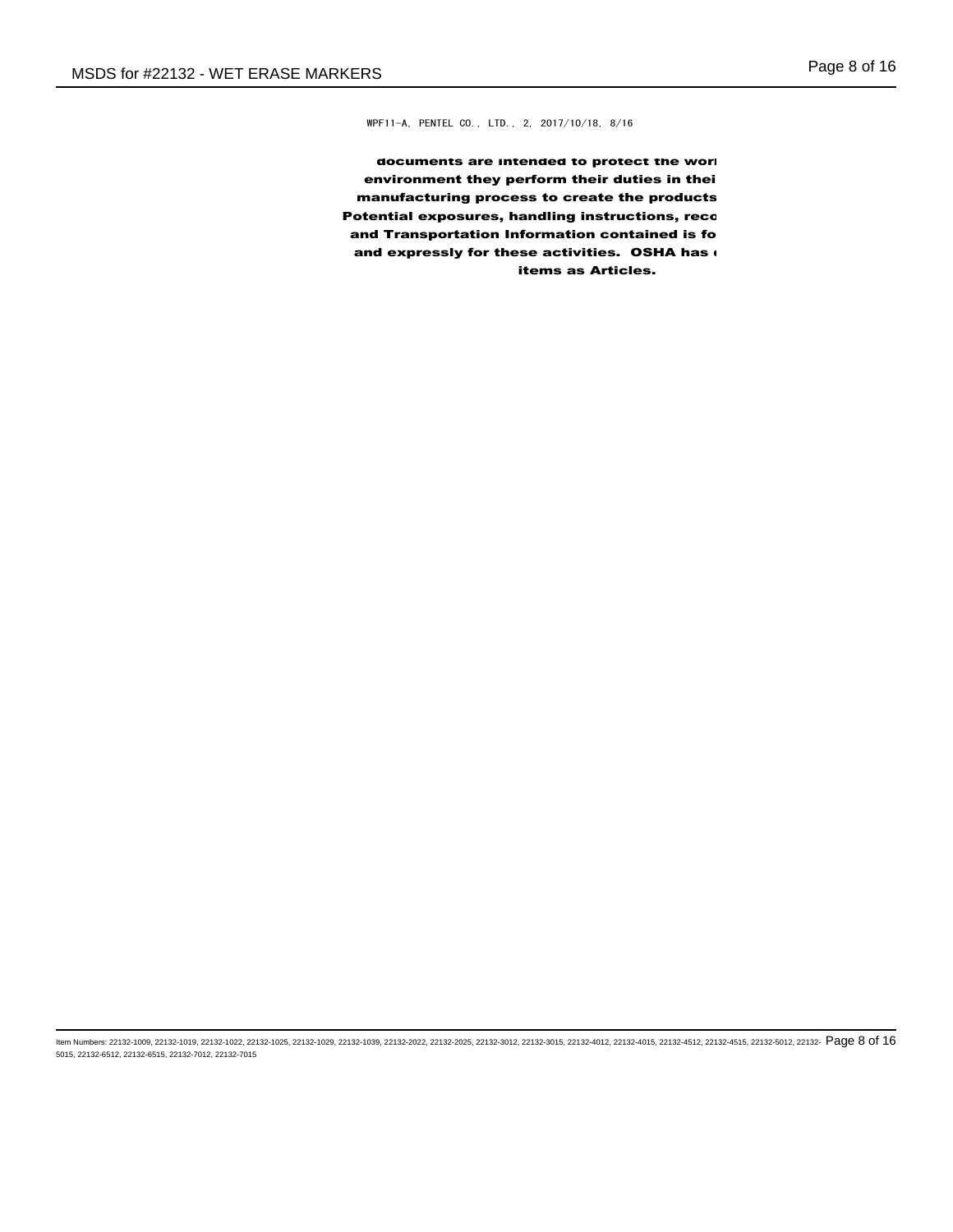WPF11-A, PENTEL CO., LTD., 2, 2017/10/18, 8/16

**documents are intended to protect the worl**
**environment they perform their duties in thei**
**manufacturing process to create the products**
**Potential exposures, handling instructions, reco**
**and Transportation Information contained is fo**
**and expressly for these activities. OSHA has c**
**items as Articles.**

Item Numbers: 22132-1009, 22132-1019, 22132-1022, 22132-1025, 22132-1029, 22132-1039, 22132-2022, 22132-2025, 22132-3012, 22132-3015, 22132-4012, 22132-4015, 22132-4512, 22132-4515, 22132-5012, 22132-5015, 22132-6512, 22132-6515, 22132-7012, 22132-7015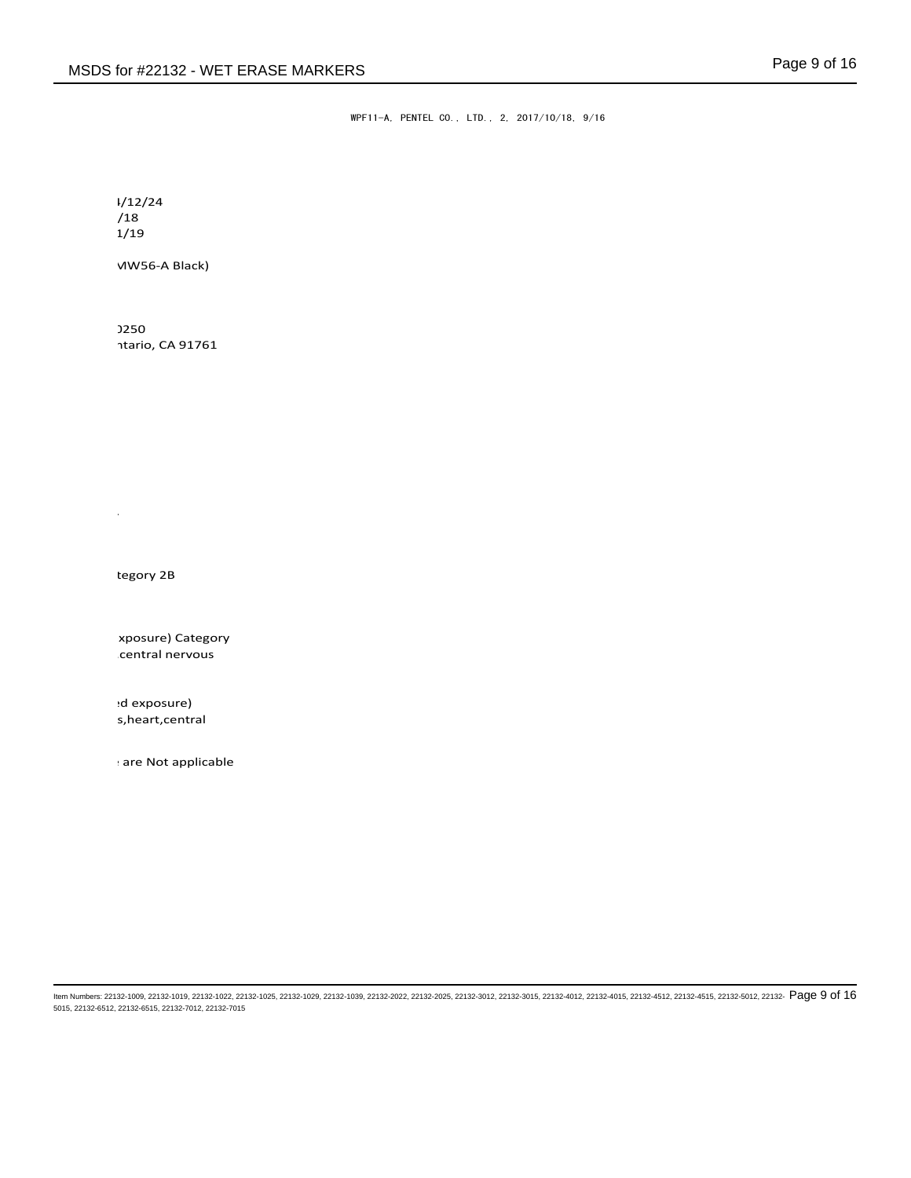WPF11-A, PENTEL CO., LTD., 2, 2017/10/18, 9/16

ı/12/24
/18
1/19

ⅥW56-A Black)

)250
ntario, CA 91761

.

tegory 2B

xposure) Category
central nervous

ed exposure)
s,heart,central

are Not applicable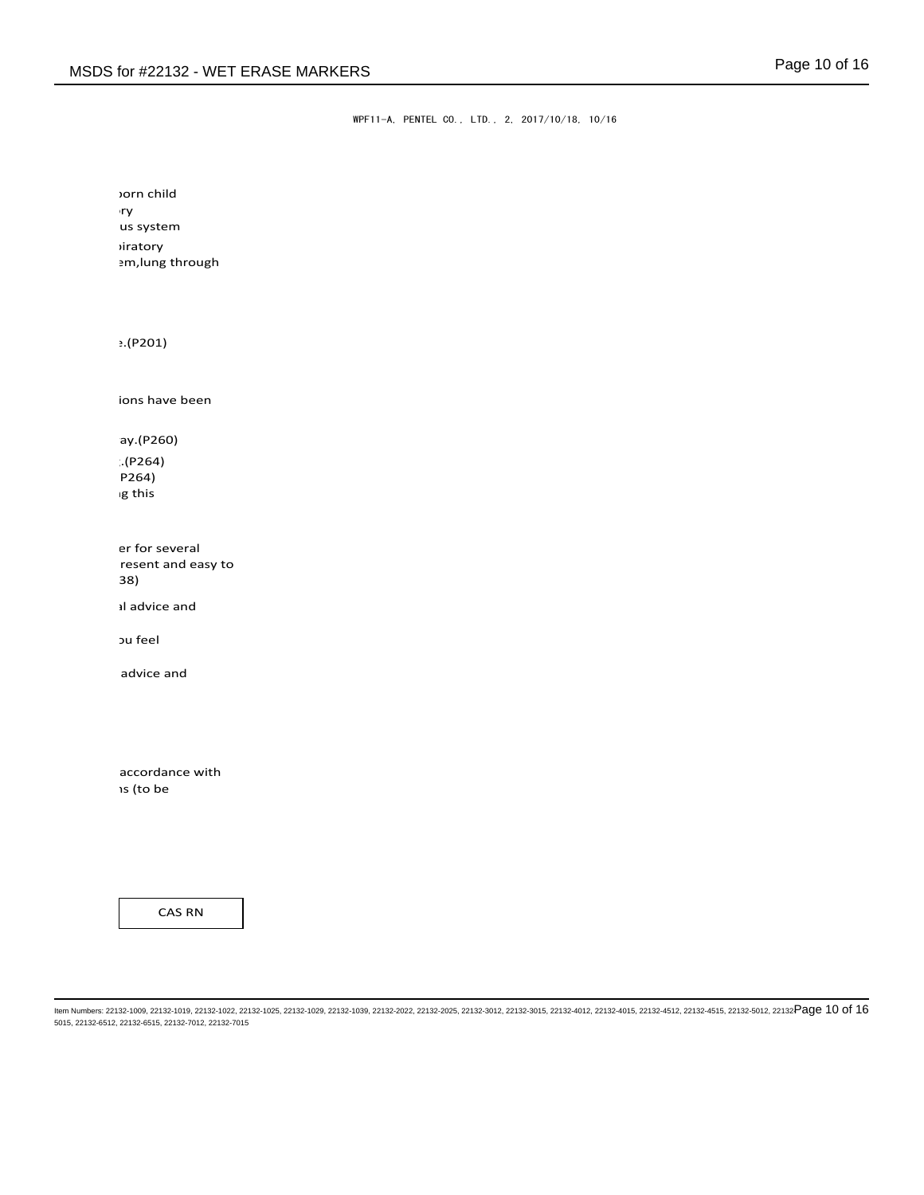WPF11-A, PENTEL CO., LTD., 2, 2017/10/18, 10/16

born child
ry
us system
piratory
em,lung through

e.(P201)

ions have been

ay.(P260)
.(P264)
P264)
g this

er for several
resent and easy to
38)

l advice and

ou feel

advice and

accordance with
s (to be

| CAS RN |
| --- |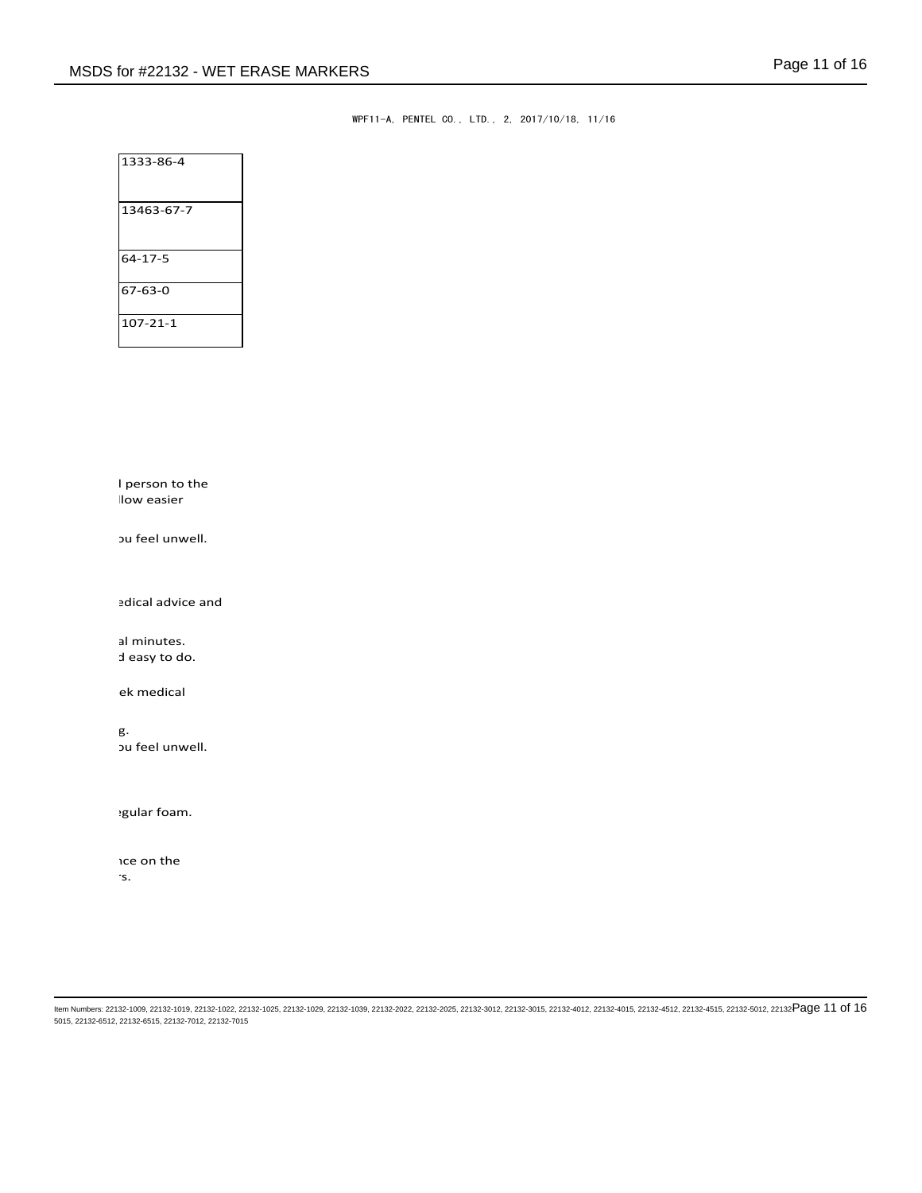WPF11-A, PENTEL CO., LTD., 2, 2017/10/18, 11/16

| |
|---|
| 1333-86-4 |
| 13463-67-7 |
| 64-17-5 |
| 67-63-0 |
| 107-21-1 |

l person to the
llow easier

ɔu feel unwell.

edical advice and

al minutes.
d easy to do.

ek medical

g.
ɔu feel unwell.

egular foam.

nce on the
rs.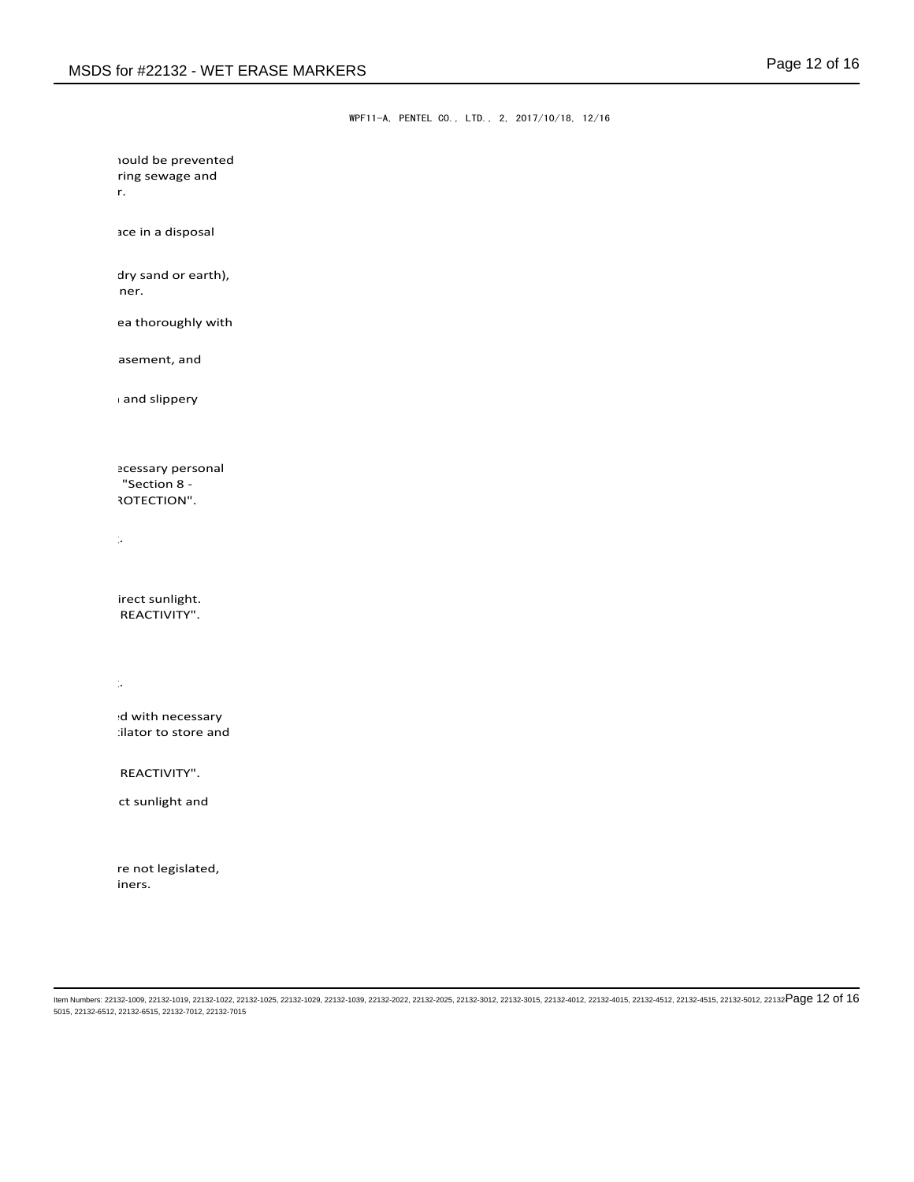WPF11-A, PENTEL CO., LTD., 2, 2017/10/18, 12/16

ıould be prevented
ring sewage and
r.

ace in a disposal

dry sand or earth),
ner.

ea thoroughly with

asement, and

ı and slippery

ecessary personal
"Section 8 -
ROTECTION".

;.

irect sunlight.
REACTIVITY".

;.

d with necessary
tilator to store and

REACTIVITY".

ct sunlight and

re not legislated,
iners.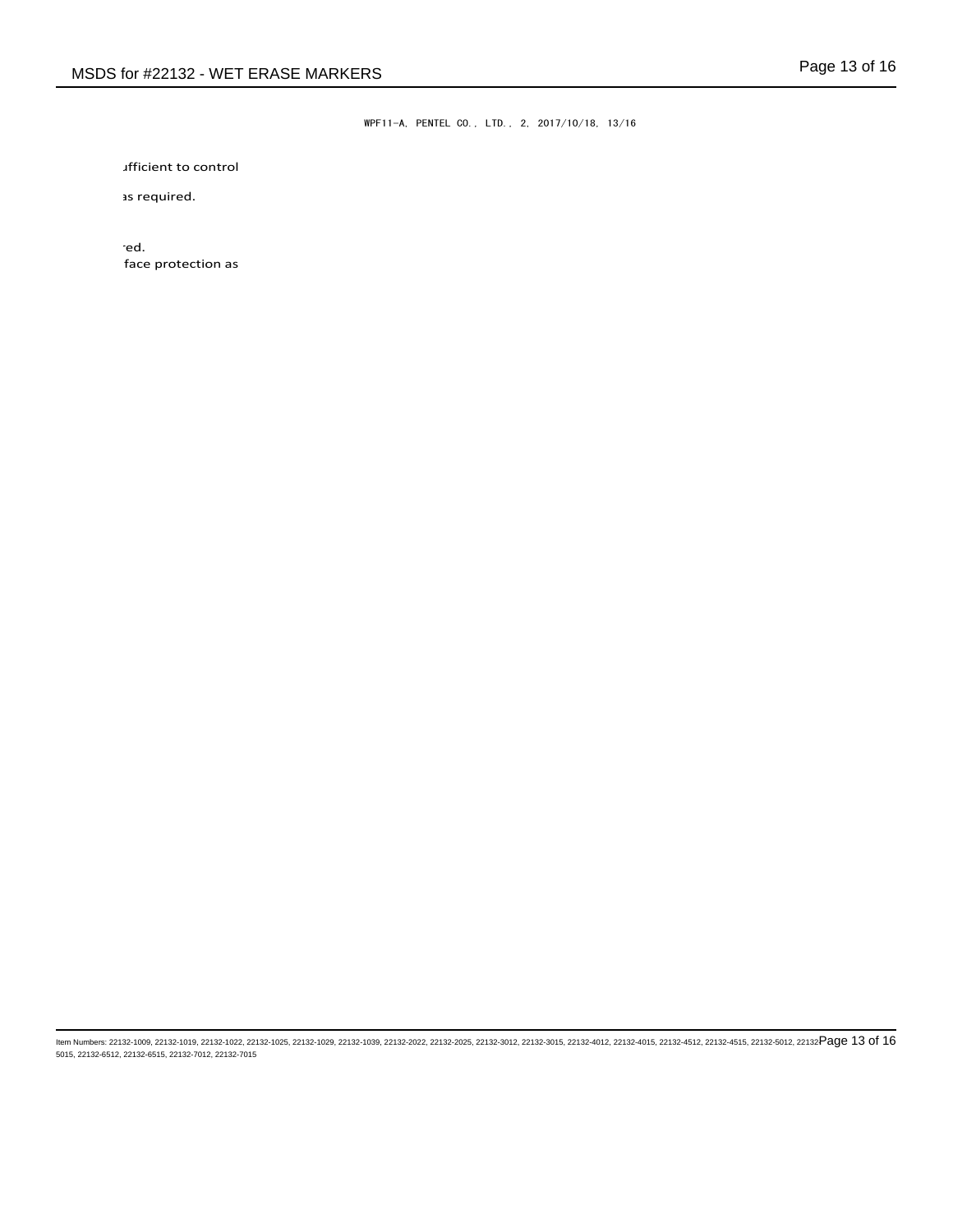WPF11-A, PENTEL CO., LTD., 2, 2017/10/18, 13/16

ufficient to control

as required.

red.
face protection as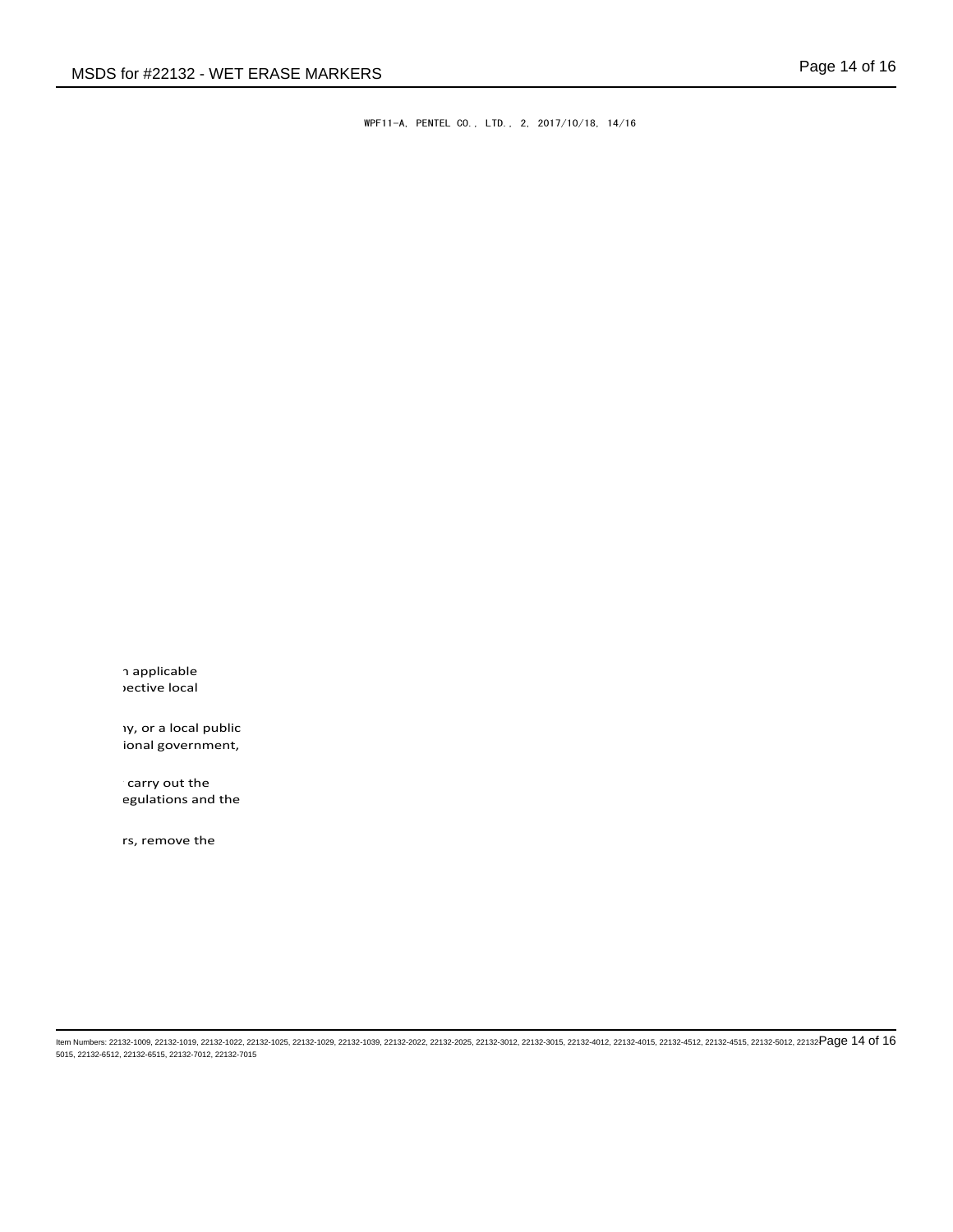WPF11-A, PENTEL CO., LTD., 2, 2017/10/18, 14/16

n applicable
pective local

ny, or a local public
ional government,

carry out the
egulations and the

rs, remove the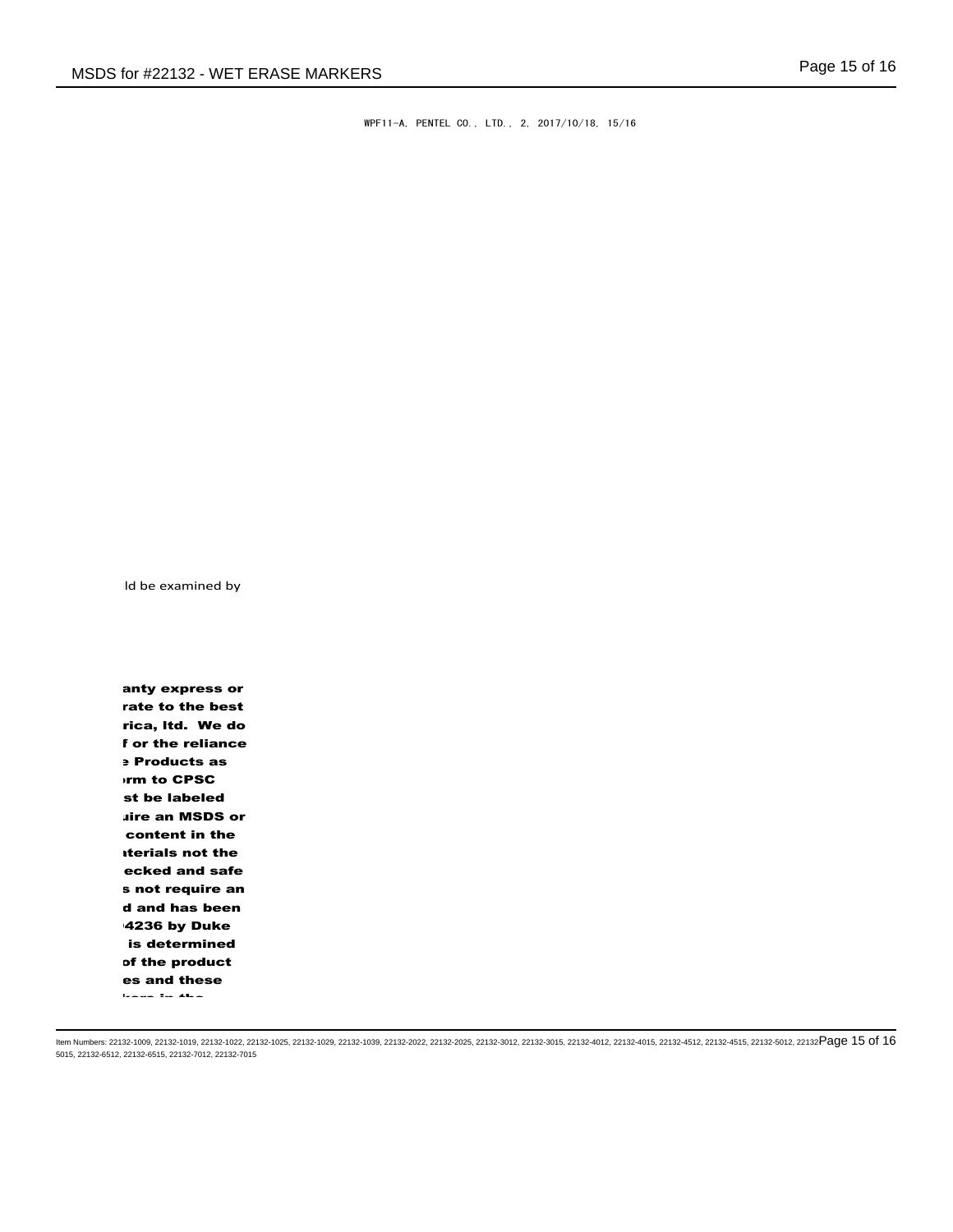WPF11-A, PENTEL CO., LTD., 2, 2017/10/18, 15/16

ld be examined by

**anty express or**
**rate to the best**
**rica, ltd. We do**
**f or the reliance**
**e Products as**
**rm to CPSC**
**st be labeled**
**uire an MSDS or**
**content in the**
**terials not the**
**ecked and safe**
**s not require an**
**d and has been**
**4236 by Duke**
**is determined**
**of the product**
**es and these**

Item Numbers: 22132-1009, 22132-1019, 22132-1022, 22132-1025, 22132-1029, 22132-1039, 22132-2022, 22132-2025, 22132-3012, 22132-3015, 22132-4012, 22132-4015, 22132-4512, 22132-4515, 22132-5012, 22132-5015, 22132-6512, 22132-6515, 22132-7012, 22132-7015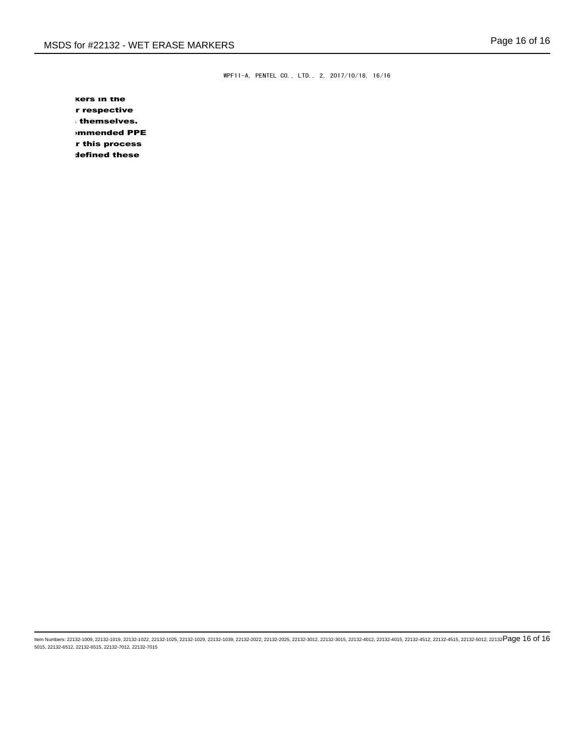WPF11-A, PENTEL CO., LTD., 2, 2017/10/18, 16/16

**kers in the**
**r respective**
**themselves.**
**mmended PPE**
**r this process**
**defined these**

Item Numbers: 22132-1009, 22132-1019, 22132-1022, 22132-1025, 22132-1029, 22132-1039, 22132-2022, 22132-2025, 22132-3012, 22132-3015, 22132-4012, 22132-4015, 22132-4512, 22132-4515, 22132-5012, 22132-5015, 22132-6512, 22132-6515, 22132-7012, 22132-7015